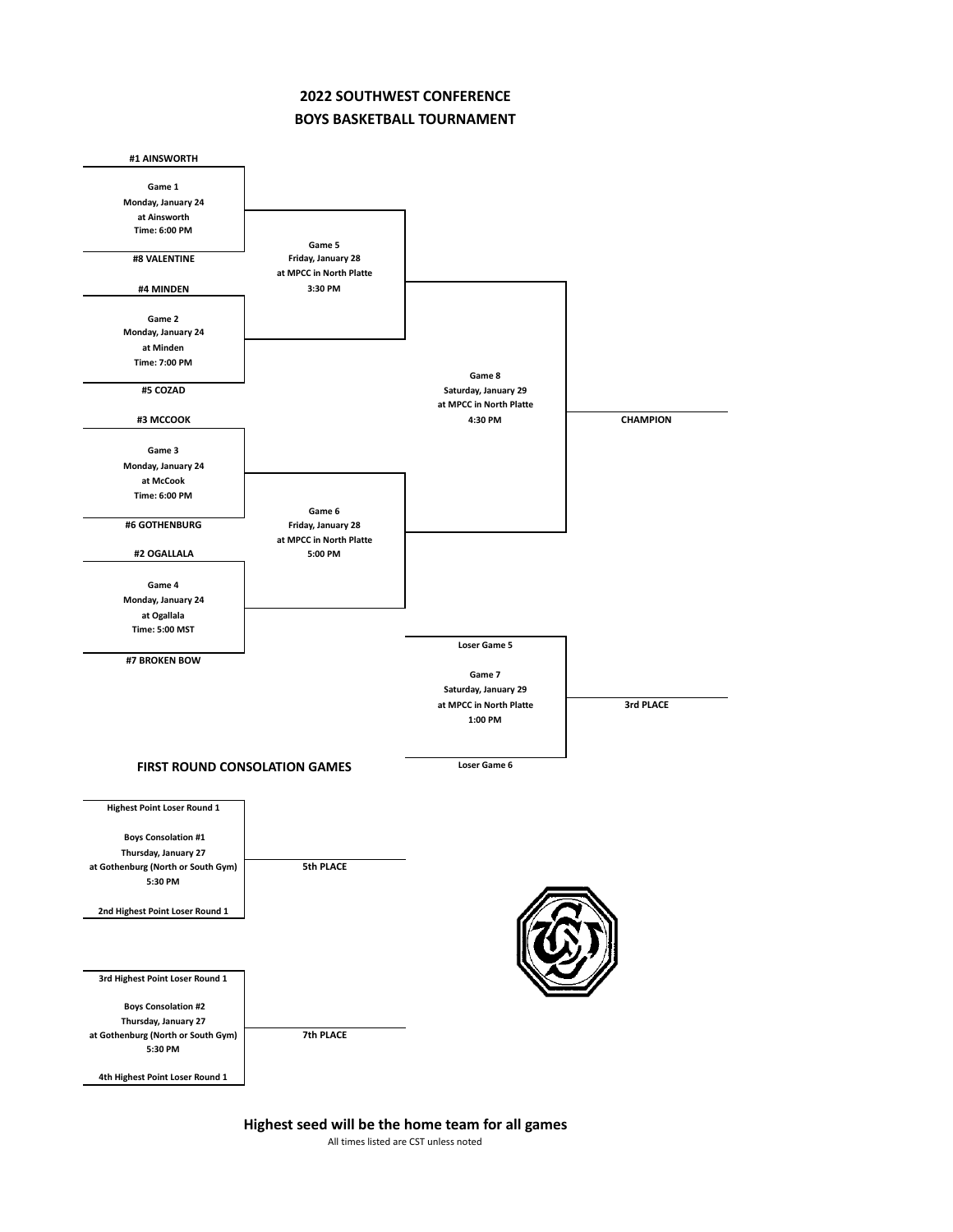# 2022 SOUTHWEST CONFERENCE
## BOYS BASKETBALL TOURNAMENT

**#1 AINSWORTH**

**Game 1**
**Monday, January 24**
**at Ainsworth**
**Time: 6:00 PM**

**#8 VALENTINE**

**Game 5**
**Friday, January 28**
**at MPCC in North Platte**
**3:30 PM**

**#4 MINDEN**

**Game 2**
**Monday, January 24**
**at Minden**
**Time: 7:00 PM**

**#5 COZAD**

**Game 8**
**Saturday, January 29**
**at MPCC in North Platte**
**4:30 PM**

**CHAMPION**

**#3 MCCOOK**

**Game 3**
**Monday, January 24**
**at McCook**
**Time: 6:00 PM**

**#6 GOTHENBURG**

**Game 6**
**Friday, January 28**
**at MPCC in North Platte**
**5:00 PM**

**#2 OGALLALA**

**Game 4**
**Monday, January 24**
**at Ogallala**
**Time: 5:00 MST**

**#7 BROKEN BOW**

**Loser Game 5**

**Game 7**
**Saturday, January 29**
**at MPCC in North Platte**
**1:00 PM**

**Loser Game 6**

**3rd PLACE**

### FIRST ROUND CONSOLATION GAMES

**Highest Point Loser Round 1**

**Boys Consolation #1**
**Thursday, January 27**
**at Gothenburg (North or South Gym)**
**5:30 PM**

**2nd Highest Point Loser Round 1**

**5th PLACE**

**3rd Highest Point Loser Round 1**

**Boys Consolation #2**
**Thursday, January 27**
**at Gothenburg (North or South Gym)**
**5:30 PM**

**4th Highest Point Loser Round 1**

**7th PLACE**

**Highest seed will be the home team for all games**

All times listed are CST unless noted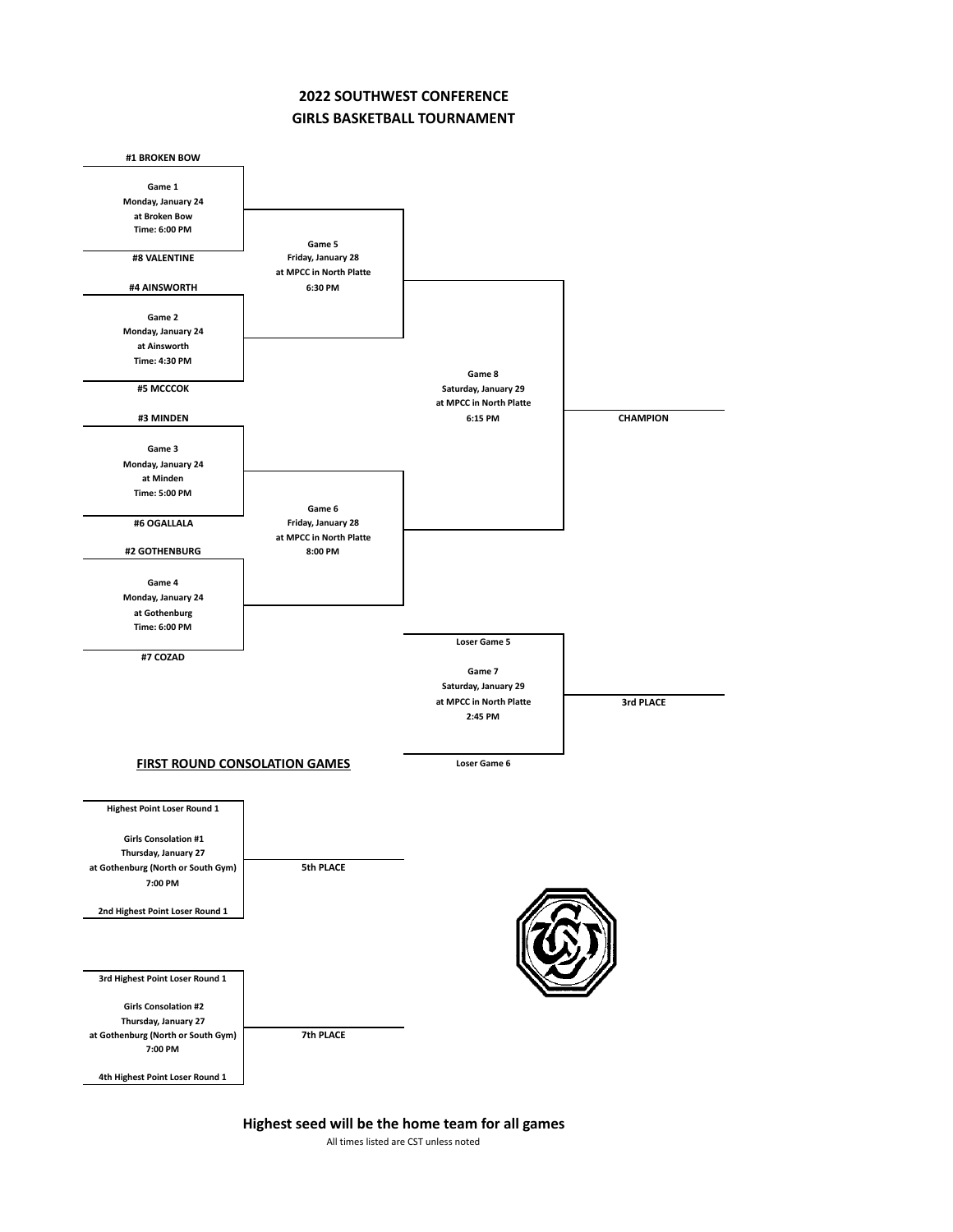# 2022 SOUTHWEST CONFERENCE
## GIRLS BASKETBALL TOURNAMENT

**#1 BROKEN BOW**

**Game 1**
**Monday, January 24**
**at Broken Bow**
**Time: 6:00 PM**

**#8 VALENTINE**

**Game 5**
**Friday, January 28**
**at MPCC in North Platte**
**6:30 PM**

**#4 AINSWORTH**

**Game 2**
**Monday, January 24**
**at Ainsworth**
**Time: 4:30 PM**

**#5 MCCCOK**

**Game 8**
**Saturday, January 29**
**at MPCC in North Platte**
**6:15 PM**

**CHAMPION**

**#3 MINDEN**

**Game 3**
**Monday, January 24**
**at Minden**
**Time: 5:00 PM**

**#6 OGALLALA**

**Game 6**
**Friday, January 28**
**at MPCC in North Platte**
**8:00 PM**

**#2 GOTHENBURG**

**Game 4**
**Monday, January 24**
**at Gothenburg**
**Time: 6:00 PM**

**#7 COZAD**

**Loser Game 5**

**Game 7**
**Saturday, January 29**
**at MPCC in North Platte**
**2:45 PM**

**3rd PLACE**

**Loser Game 6**

## FIRST ROUND CONSOLATION GAMES

**Highest Point Loser Round 1**

**Girls Consolation #1**
**Thursday, January 27**
**at Gothenburg (North or South Gym)**
**7:00 PM**

**2nd Highest Point Loser Round 1**

**5th PLACE**

**3rd Highest Point Loser Round 1**

**Girls Consolation #2**
**Thursday, January 27**
**at Gothenburg (North or South Gym)**
**7:00 PM**

**4th Highest Point Loser Round 1**

**7th PLACE**

**Highest seed will be the home team for all games**

All times listed are CST unless noted